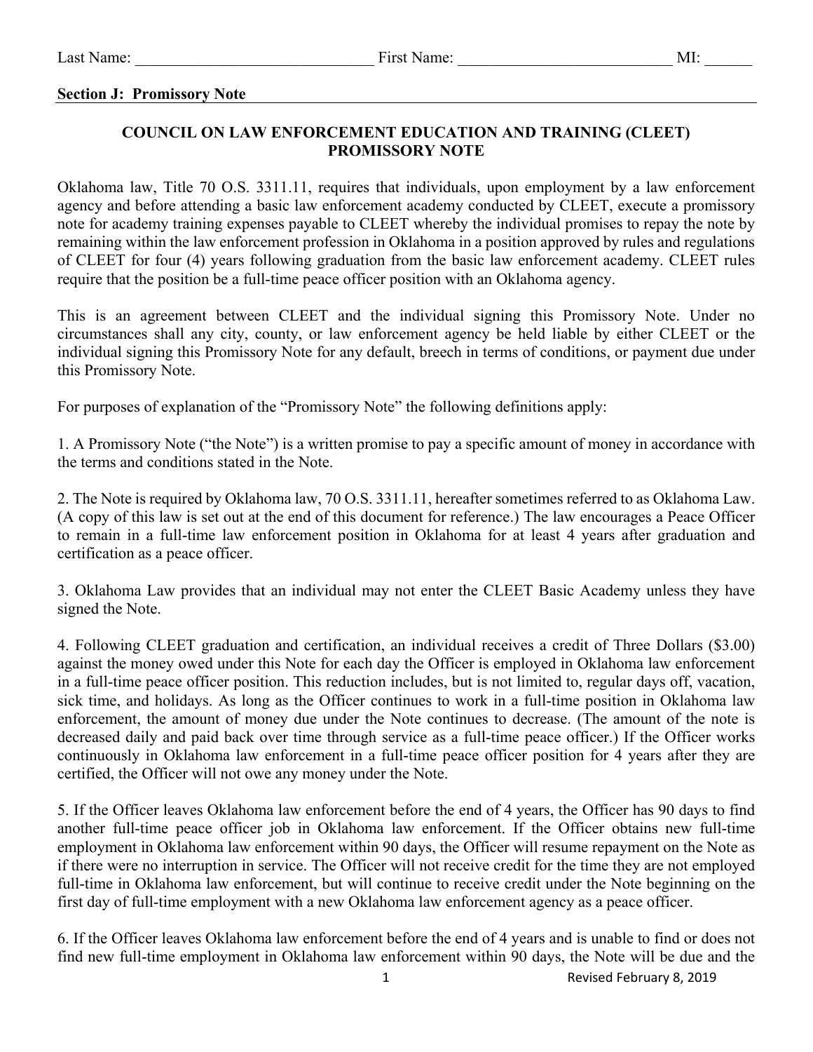Last Name: ______________________________ First Name: ___________________________ MI: ______

**Section J: Promissory Note**

**COUNCIL ON LAW ENFORCEMENT EDUCATION AND TRAINING (CLEET) PROMISSORY NOTE**

Oklahoma law, Title 70 O.S. 3311.11, requires that individuals, upon employment by a law enforcement agency and before attending a basic law enforcement academy conducted by CLEET, execute a promissory note for academy training expenses payable to CLEET whereby the individual promises to repay the note by remaining within the law enforcement profession in Oklahoma in a position approved by rules and regulations of CLEET for four (4) years following graduation from the basic law enforcement academy. CLEET rules require that the position be a full-time peace officer position with an Oklahoma agency.

This is an agreement between CLEET and the individual signing this Promissory Note. Under no circumstances shall any city, county, or law enforcement agency be held liable by either CLEET or the individual signing this Promissory Note for any default, breech in terms of conditions, or payment due under this Promissory Note.

For purposes of explanation of the "Promissory Note" the following definitions apply:

1. A Promissory Note ("the Note") is a written promise to pay a specific amount of money in accordance with the terms and conditions stated in the Note.

2. The Note is required by Oklahoma law, 70 O.S. 3311.11, hereafter sometimes referred to as Oklahoma Law. (A copy of this law is set out at the end of this document for reference.) The law encourages a Peace Officer to remain in a full-time law enforcement position in Oklahoma for at least 4 years after graduation and certification as a peace officer.

3. Oklahoma Law provides that an individual may not enter the CLEET Basic Academy unless they have signed the Note.

4. Following CLEET graduation and certification, an individual receives a credit of Three Dollars ($3.00) against the money owed under this Note for each day the Officer is employed in Oklahoma law enforcement in a full-time peace officer position. This reduction includes, but is not limited to, regular days off, vacation, sick time, and holidays. As long as the Officer continues to work in a full-time position in Oklahoma law enforcement, the amount of money due under the Note continues to decrease. (The amount of the note is decreased daily and paid back over time through service as a full-time peace officer.) If the Officer works continuously in Oklahoma law enforcement in a full-time peace officer position for 4 years after they are certified, the Officer will not owe any money under the Note.

5. If the Officer leaves Oklahoma law enforcement before the end of 4 years, the Officer has 90 days to find another full-time peace officer job in Oklahoma law enforcement. If the Officer obtains new full-time employment in Oklahoma law enforcement within 90 days, the Officer will resume repayment on the Note as if there were no interruption in service. The Officer will not receive credit for the time they are not employed full-time in Oklahoma law enforcement, but will continue to receive credit under the Note beginning on the first day of full-time employment with a new Oklahoma law enforcement agency as a peace officer.

6. If the Officer leaves Oklahoma law enforcement before the end of 4 years and is unable to find or does not find new full-time employment in Oklahoma law enforcement within 90 days, the Note will be due and the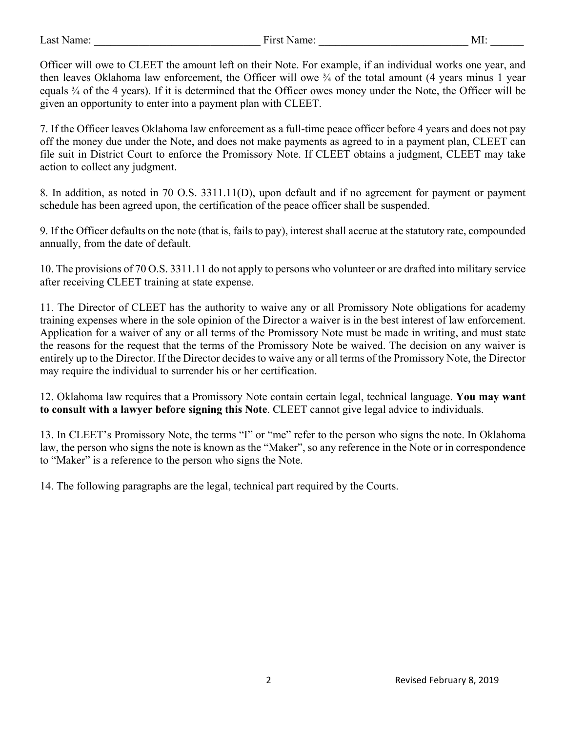Last Name: ______________________________ First Name: ___________________________ MI: ______

Officer will owe to CLEET the amount left on their Note. For example, if an individual works one year, and then leaves Oklahoma law enforcement, the Officer will owe ¾ of the total amount (4 years minus 1 year equals ¾ of the 4 years). If it is determined that the Officer owes money under the Note, the Officer will be given an opportunity to enter into a payment plan with CLEET.

7. If the Officer leaves Oklahoma law enforcement as a full-time peace officer before 4 years and does not pay off the money due under the Note, and does not make payments as agreed to in a payment plan, CLEET can file suit in District Court to enforce the Promissory Note. If CLEET obtains a judgment, CLEET may take action to collect any judgment.

8. In addition, as noted in 70 O.S. 3311.11(D), upon default and if no agreement for payment or payment schedule has been agreed upon, the certification of the peace officer shall be suspended.

9. If the Officer defaults on the note (that is, fails to pay), interest shall accrue at the statutory rate, compounded annually, from the date of default.

10. The provisions of 70 O.S. 3311.11 do not apply to persons who volunteer or are drafted into military service after receiving CLEET training at state expense.

11. The Director of CLEET has the authority to waive any or all Promissory Note obligations for academy training expenses where in the sole opinion of the Director a waiver is in the best interest of law enforcement. Application for a waiver of any or all terms of the Promissory Note must be made in writing, and must state the reasons for the request that the terms of the Promissory Note be waived. The decision on any waiver is entirely up to the Director. If the Director decides to waive any or all terms of the Promissory Note, the Director may require the individual to surrender his or her certification.

12. Oklahoma law requires that a Promissory Note contain certain legal, technical language. **You may want to consult with a lawyer before signing this Note**. CLEET cannot give legal advice to individuals.

13. In CLEET's Promissory Note, the terms "I" or "me" refer to the person who signs the note. In Oklahoma law, the person who signs the note is known as the "Maker", so any reference in the Note or in correspondence to "Maker" is a reference to the person who signs the Note.

14. The following paragraphs are the legal, technical part required by the Courts.

Revised February 8, 2019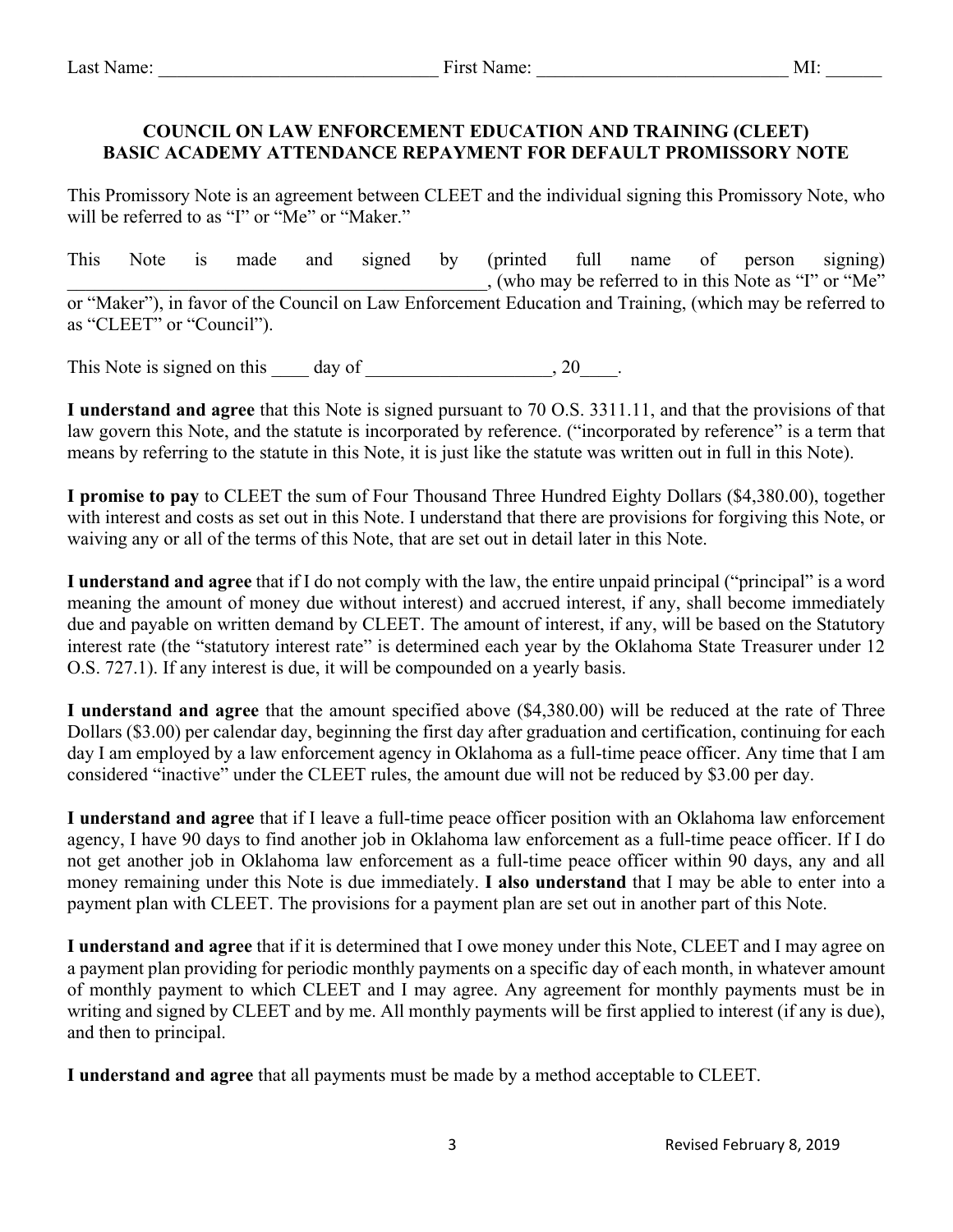Last Name: ______________________________ First Name: ___________________________ MI: ______

## COUNCIL ON LAW ENFORCEMENT EDUCATION AND TRAINING (CLEET) BASIC ACADEMY ATTENDANCE REPAYMENT FOR DEFAULT PROMISSORY NOTE

This Promissory Note is an agreement between CLEET and the individual signing this Promissory Note, who will be referred to as "I" or "Me" or "Maker."

This Note is made and signed by (printed full name of person signing) ____________________________________________, (who may be referred to in this Note as "I" or "Me" or "Maker"), in favor of the Council on Law Enforcement Education and Training, (which may be referred to as "CLEET" or "Council").

This Note is signed on this ____ day of ___________________, 20____.

**I understand and agree** that this Note is signed pursuant to 70 O.S. 3311.11, and that the provisions of that law govern this Note, and the statute is incorporated by reference. ("incorporated by reference" is a term that means by referring to the statute in this Note, it is just like the statute was written out in full in this Note).

**I promise to pay** to CLEET the sum of Four Thousand Three Hundred Eighty Dollars ($4,380.00), together with interest and costs as set out in this Note. I understand that there are provisions for forgiving this Note, or waiving any or all of the terms of this Note, that are set out in detail later in this Note.

**I understand and agree** that if I do not comply with the law, the entire unpaid principal ("principal" is a word meaning the amount of money due without interest) and accrued interest, if any, shall become immediately due and payable on written demand by CLEET. The amount of interest, if any, will be based on the Statutory interest rate (the "statutory interest rate" is determined each year by the Oklahoma State Treasurer under 12 O.S. 727.1). If any interest is due, it will be compounded on a yearly basis.

**I understand and agree** that the amount specified above ($4,380.00) will be reduced at the rate of Three Dollars ($3.00) per calendar day, beginning the first day after graduation and certification, continuing for each day I am employed by a law enforcement agency in Oklahoma as a full-time peace officer. Any time that I am considered "inactive" under the CLEET rules, the amount due will not be reduced by $3.00 per day.

**I understand and agree** that if I leave a full-time peace officer position with an Oklahoma law enforcement agency, I have 90 days to find another job in Oklahoma law enforcement as a full-time peace officer. If I do not get another job in Oklahoma law enforcement as a full-time peace officer within 90 days, any and all money remaining under this Note is due immediately. **I also understand** that I may be able to enter into a payment plan with CLEET. The provisions for a payment plan are set out in another part of this Note.

**I understand and agree** that if it is determined that I owe money under this Note, CLEET and I may agree on a payment plan providing for periodic monthly payments on a specific day of each month, in whatever amount of monthly payment to which CLEET and I may agree. Any agreement for monthly payments must be in writing and signed by CLEET and by me. All monthly payments will be first applied to interest (if any is due), and then to principal.

**I understand and agree** that all payments must be made by a method acceptable to CLEET.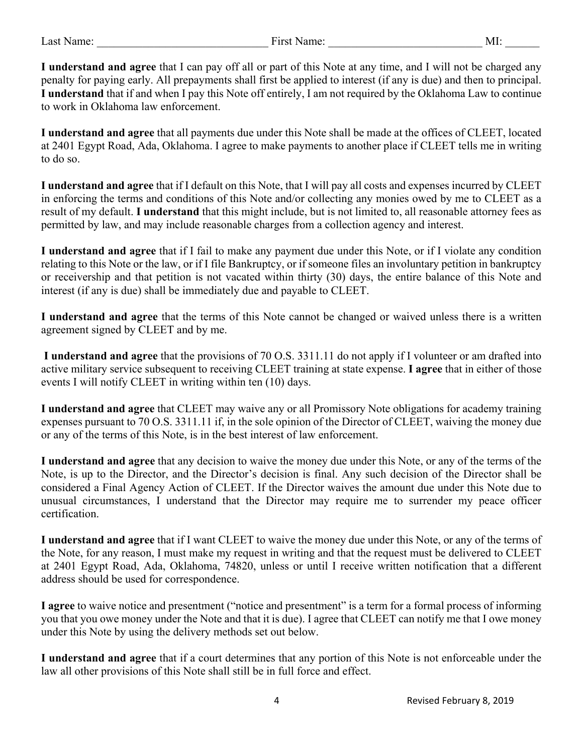Last Name: ______________________________ First Name: ___________________________ MI: ______

**I understand and agree** that I can pay off all or part of this Note at any time, and I will not be charged any penalty for paying early. All prepayments shall first be applied to interest (if any is due) and then to principal. **I understand** that if and when I pay this Note off entirely, I am not required by the Oklahoma Law to continue to work in Oklahoma law enforcement.

**I understand and agree** that all payments due under this Note shall be made at the offices of CLEET, located at 2401 Egypt Road, Ada, Oklahoma. I agree to make payments to another place if CLEET tells me in writing to do so.

**I understand and agree** that if I default on this Note, that I will pay all costs and expenses incurred by CLEET in enforcing the terms and conditions of this Note and/or collecting any monies owed by me to CLEET as a result of my default. **I understand** that this might include, but is not limited to, all reasonable attorney fees as permitted by law, and may include reasonable charges from a collection agency and interest.

**I understand and agree** that if I fail to make any payment due under this Note, or if I violate any condition relating to this Note or the law, or if I file Bankruptcy, or if someone files an involuntary petition in bankruptcy or receivership and that petition is not vacated within thirty (30) days, the entire balance of this Note and interest (if any is due) shall be immediately due and payable to CLEET.

**I understand and agree** that the terms of this Note cannot be changed or waived unless there is a written agreement signed by CLEET and by me.

**I understand and agree** that the provisions of 70 O.S. 3311.11 do not apply if I volunteer or am drafted into active military service subsequent to receiving CLEET training at state expense. **I agree** that in either of those events I will notify CLEET in writing within ten (10) days.

**I understand and agree** that CLEET may waive any or all Promissory Note obligations for academy training expenses pursuant to 70 O.S. 3311.11 if, in the sole opinion of the Director of CLEET, waiving the money due or any of the terms of this Note, is in the best interest of law enforcement.

**I understand and agree** that any decision to waive the money due under this Note, or any of the terms of the Note, is up to the Director, and the Director's decision is final. Any such decision of the Director shall be considered a Final Agency Action of CLEET. If the Director waives the amount due under this Note due to unusual circumstances, I understand that the Director may require me to surrender my peace officer certification.

**I understand and agree** that if I want CLEET to waive the money due under this Note, or any of the terms of the Note, for any reason, I must make my request in writing and that the request must be delivered to CLEET at 2401 Egypt Road, Ada, Oklahoma, 74820, unless or until I receive written notification that a different address should be used for correspondence.

**I agree** to waive notice and presentment ("notice and presentment" is a term for a formal process of informing you that you owe money under the Note and that it is due). I agree that CLEET can notify me that I owe money under this Note by using the delivery methods set out below.

**I understand and agree** that if a court determines that any portion of this Note is not enforceable under the law all other provisions of this Note shall still be in full force and effect.

Revised February 8, 2019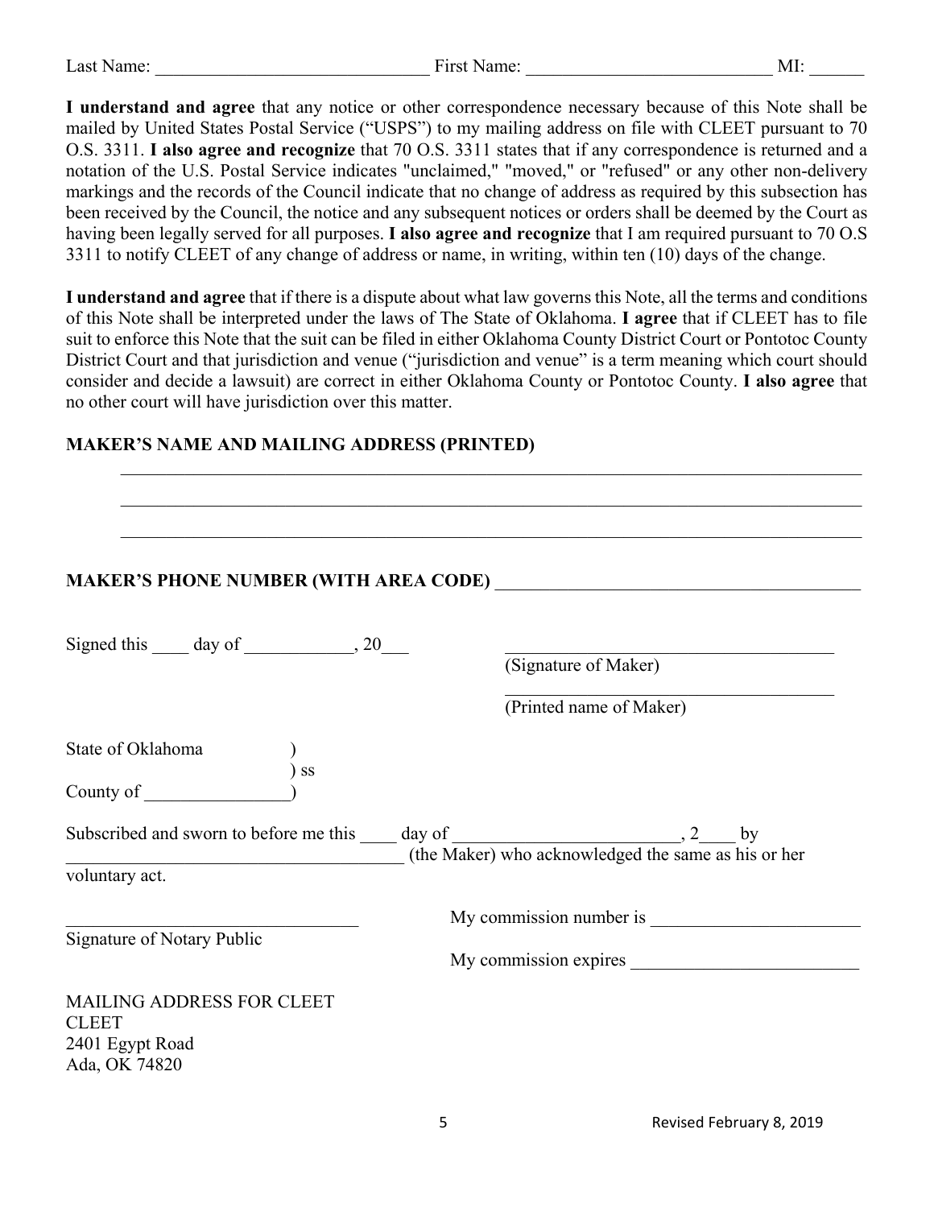Last Name: ______________________________ First Name: __________________________ MI: ______

**I understand and agree** that any notice or other correspondence necessary because of this Note shall be mailed by United States Postal Service ("USPS") to my mailing address on file with CLEET pursuant to 70 O.S. 3311. **I also agree and recognize** that 70 O.S. 3311 states that if any correspondence is returned and a notation of the U.S. Postal Service indicates "unclaimed," "moved," or "refused" or any other non-delivery markings and the records of the Council indicate that no change of address as required by this subsection has been received by the Council, the notice and any subsequent notices or orders shall be deemed by the Court as having been legally served for all purposes. **I also agree and recognize** that I am required pursuant to 70 O.S 3311 to notify CLEET of any change of address or name, in writing, within ten (10) days of the change.

**I understand and agree** that if there is a dispute about what law governs this Note, all the terms and conditions of this Note shall be interpreted under the laws of The State of Oklahoma. **I agree** that if CLEET has to file suit to enforce this Note that the suit can be filed in either Oklahoma County District Court or Pontotoc County District Court and that jurisdiction and venue ("jurisdiction and venue" is a term meaning which court should consider and decide a lawsuit) are correct in either Oklahoma County or Pontotoc County. **I also agree** that no other court will have jurisdiction over this matter.

**MAKER'S NAME AND MAILING ADDRESS (PRINTED)**

______________________________________________________________________________

______________________________________________________________________________

______________________________________________________________________________

**MAKER'S PHONE NUMBER (WITH AREA CODE)** ________________________________________

Signed this ____ day of ____________, 20___

_____________________________________
(Signature of Maker)

_____________________________________
(Printed name of Maker)

State of Oklahoma )
) ss
County of ________________)

Subscribed and sworn to before me this ____ day of ________________________, 2____ by ____________________________________ (the Maker) who acknowledged the same as his or her voluntary act.

________________________________
Signature of Notary Public

My commission number is _______________________

My commission expires _________________________

MAILING ADDRESS FOR CLEET
CLEET
2401 Egypt Road
Ada, OK 74820

Revised February 8, 2019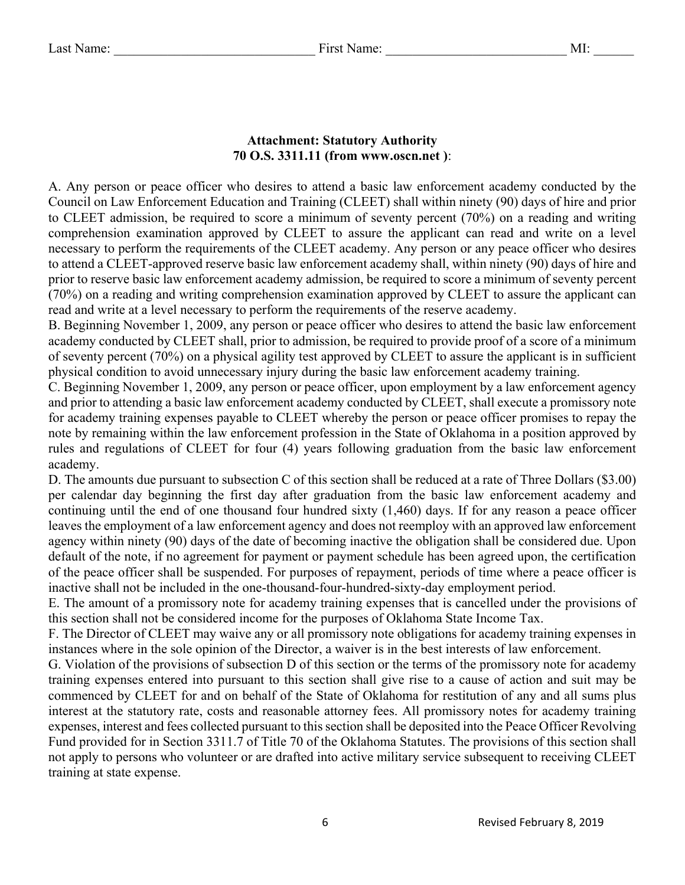Last Name: ______________________________ First Name: ___________________________ MI: ______

**Attachment: Statutory Authority**
**70 O.S. 3311.11 (from www.oscn.net )**:

A. Any person or peace officer who desires to attend a basic law enforcement academy conducted by the Council on Law Enforcement Education and Training (CLEET) shall within ninety (90) days of hire and prior to CLEET admission, be required to score a minimum of seventy percent (70%) on a reading and writing comprehension examination approved by CLEET to assure the applicant can read and write on a level necessary to perform the requirements of the CLEET academy. Any person or any peace officer who desires to attend a CLEET-approved reserve basic law enforcement academy shall, within ninety (90) days of hire and prior to reserve basic law enforcement academy admission, be required to score a minimum of seventy percent (70%) on a reading and writing comprehension examination approved by CLEET to assure the applicant can read and write at a level necessary to perform the requirements of the reserve academy.

B. Beginning November 1, 2009, any person or peace officer who desires to attend the basic law enforcement academy conducted by CLEET shall, prior to admission, be required to provide proof of a score of a minimum of seventy percent (70%) on a physical agility test approved by CLEET to assure the applicant is in sufficient physical condition to avoid unnecessary injury during the basic law enforcement academy training.

C. Beginning November 1, 2009, any person or peace officer, upon employment by a law enforcement agency and prior to attending a basic law enforcement academy conducted by CLEET, shall execute a promissory note for academy training expenses payable to CLEET whereby the person or peace officer promises to repay the note by remaining within the law enforcement profession in the State of Oklahoma in a position approved by rules and regulations of CLEET for four (4) years following graduation from the basic law enforcement academy.

D. The amounts due pursuant to subsection C of this section shall be reduced at a rate of Three Dollars ($3.00) per calendar day beginning the first day after graduation from the basic law enforcement academy and continuing until the end of one thousand four hundred sixty (1,460) days. If for any reason a peace officer leaves the employment of a law enforcement agency and does not reemploy with an approved law enforcement agency within ninety (90) days of the date of becoming inactive the obligation shall be considered due. Upon default of the note, if no agreement for payment or payment schedule has been agreed upon, the certification of the peace officer shall be suspended. For purposes of repayment, periods of time where a peace officer is inactive shall not be included in the one-thousand-four-hundred-sixty-day employment period.

E. The amount of a promissory note for academy training expenses that is cancelled under the provisions of this section shall not be considered income for the purposes of Oklahoma State Income Tax.

F. The Director of CLEET may waive any or all promissory note obligations for academy training expenses in instances where in the sole opinion of the Director, a waiver is in the best interests of law enforcement.

G. Violation of the provisions of subsection D of this section or the terms of the promissory note for academy training expenses entered into pursuant to this section shall give rise to a cause of action and suit may be commenced by CLEET for and on behalf of the State of Oklahoma for restitution of any and all sums plus interest at the statutory rate, costs and reasonable attorney fees. All promissory notes for academy training expenses, interest and fees collected pursuant to this section shall be deposited into the Peace Officer Revolving Fund provided for in Section 3311.7 of Title 70 of the Oklahoma Statutes. The provisions of this section shall not apply to persons who volunteer or are drafted into active military service subsequent to receiving CLEET training at state expense.

Revised February 8, 2019